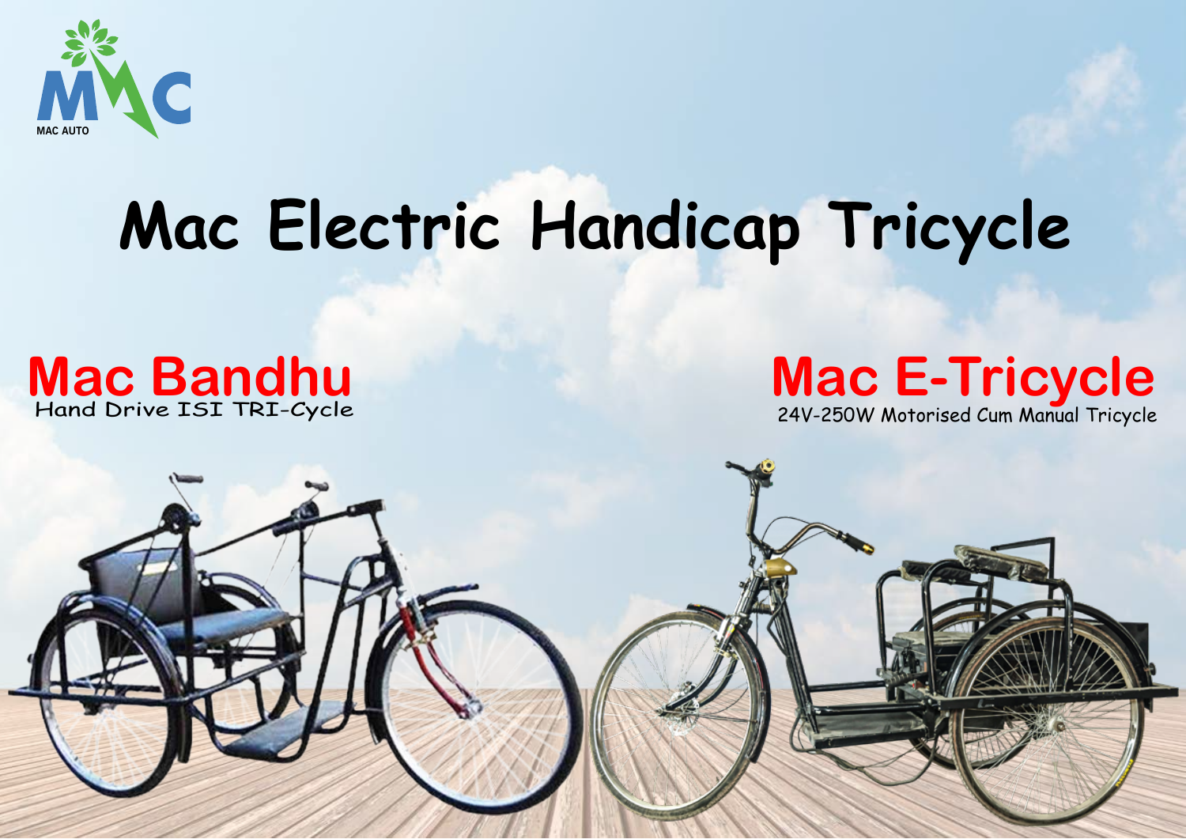MAC AUTO

# Mac Electric Handicap Tricycle

## Mac Bandhu
Hand Drive ISI TRI-Cycle

## Mac E-Tricycle
24V-250W Motorised Cum Manual Tricycle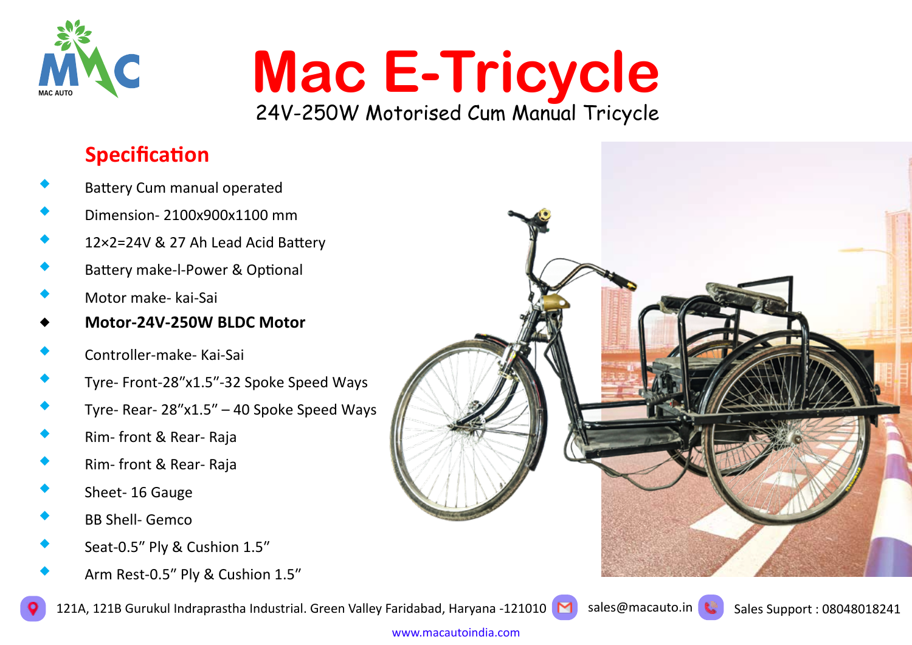MAC AUTO

# Mac E-Tricycle

24V-250W Motorised Cum Manual Tricycle

## Specification

- Battery Cum manual operated
- Dimension- 2100x900x1100 mm
- 12×2=24V & 27 Ah Lead Acid Battery
- Battery make-I-Power & Optional
- Motor make- kai-Sai
- **Motor-24V-250W BLDC Motor**
- Controller-make- Kai-Sai
- Tyre- Front-28″x1.5″-32 Spoke Speed Ways
- Tyre- Rear- 28″x1.5″ – 40 Spoke Speed Ways
- Rim- front & Rear- Raja
- Rim- front & Rear- Raja
- Sheet- 16 Gauge
- BB Shell- Gemco
- Seat-0.5″ Ply & Cushion 1.5″
- Arm Rest-0.5″ Ply & Cushion 1.5″

121A, 121B Gurukul Indraprastha Industrial. Green Valley Faridabad, Haryana -121010 sales@macauto.in Sales Support : 08048018241

www.macautoindia.com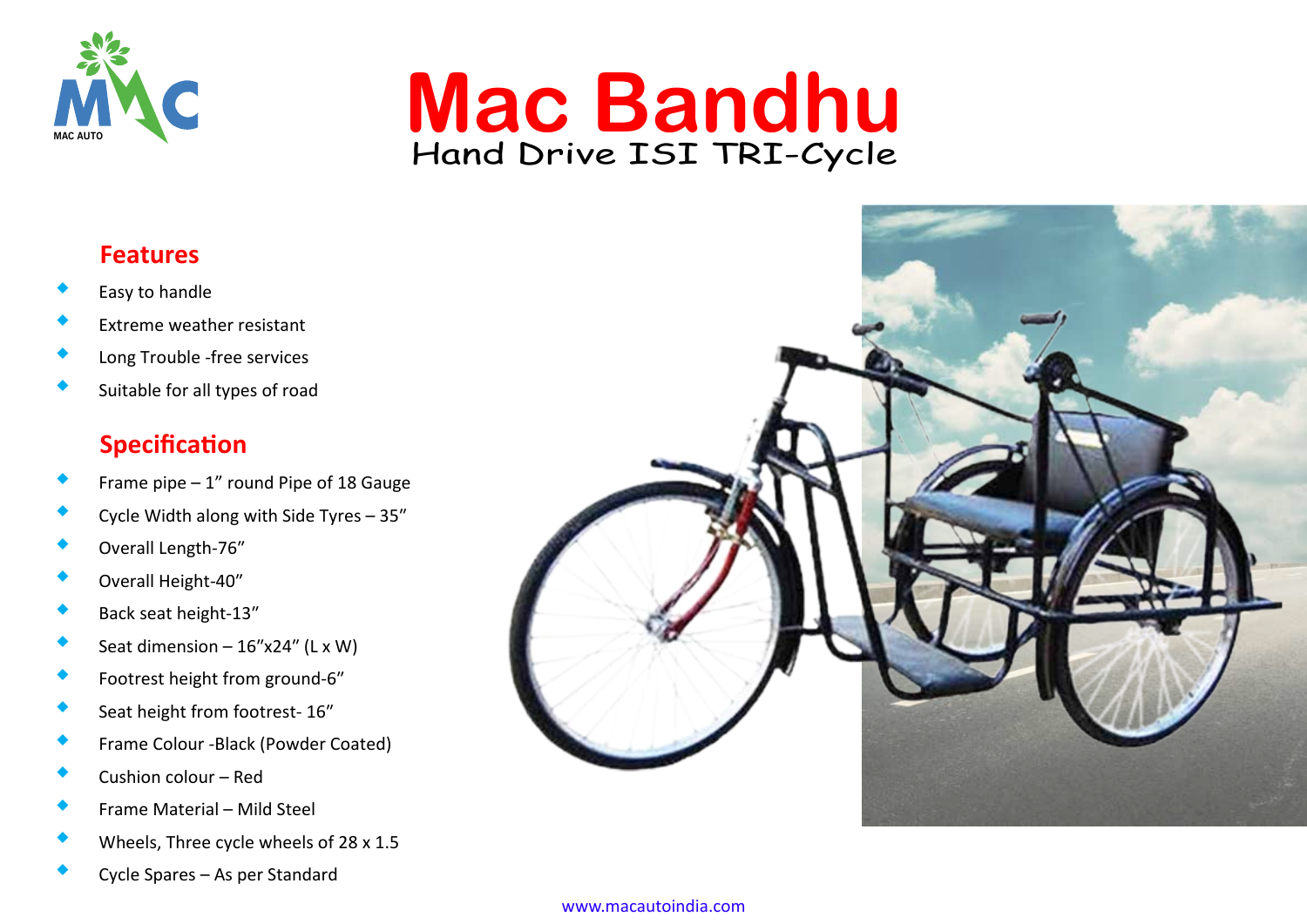MAC AUTO

# Mac Bandhu

## Hand Drive ISI TRI-Cycle

### Features

- Easy to handle
- Extreme weather resistant
- Long Trouble -free services
- Suitable for all types of road

### Specification

- Frame pipe – 1" round Pipe of 18 Gauge
- Cycle Width along with Side Tyres – 35"
- Overall Length-76"
- Overall Height-40"
- Back seat height-13"
- Seat dimension – 16"x24" (L x W)
- Footrest height from ground-6"
- Seat height from footrest- 16"
- Frame Colour -Black (Powder Coated)
- Cushion colour – Red
- Frame Material – Mild Steel
- Wheels, Three cycle wheels of 28 x 1.5
- Cycle Spares – As per Standard

www.macautoindia.com